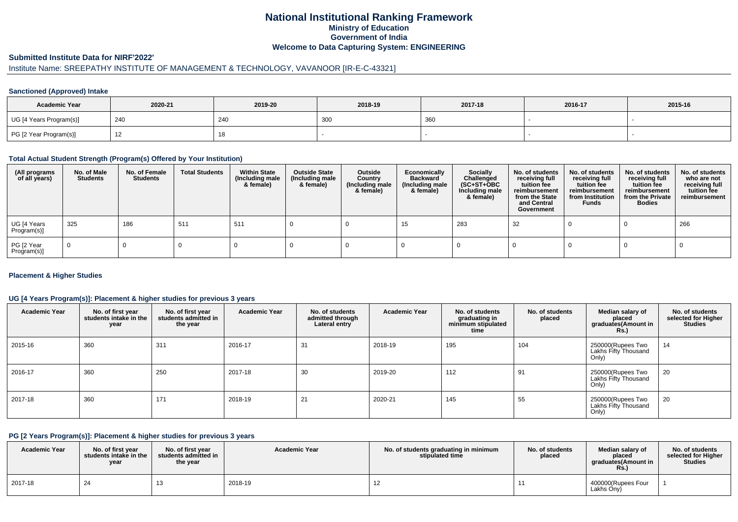# National Institutional Ranking Framework
## Ministry of Education
## Government of India
## Welcome to Data Capturing System: ENGINEERING

### Submitted Institute Data for NIRF'2022'

Institute Name: SREEPATHY INSTITUTE OF MANAGEMENT & TECHNOLOGY, VAVANOOR [IR-E-C-43321]

#### Sanctioned (Approved) Intake

| Academic Year | 2020-21 | 2019-20 | 2018-19 | 2017-18 | 2016-17 | 2015-16 |
|---|---|---|---|---|---|---|
| UG [4 Years Program(s)] | 240 | 240 | 300 | 360 | - | - |
| PG [2 Year Program(s)] | 12 | 18 | - | - | - | - |

#### Total Actual Student Strength (Program(s) Offered by Your Institution)

| (All programs of all years) | No. of Male Students | No. of Female Students | Total Students | Within State (Including male & female) | Outside State (Including male & female) | Outside Country (Including male & female) | Economically Backward (Including male & female) | Socially Challenged (SC+ST+OBC Including male & female) | No. of students receiving full tuition fee reimbursement from the State and Central Government | No. of students receiving full tuition fee reimbursement from Institution Funds | No. of students receiving full tuition fee reimbursement from the Private Bodies | No. of students who are not receiving full tuition fee reimbursement |
|---|---|---|---|---|---|---|---|---|---|---|---|---|
| UG [4 Years Program(s)] | 325 | 186 | 511 | 511 | 0 | 0 | 15 | 283 | 32 | 0 | 0 | 266 |
| PG [2 Year Program(s)] | 0 | 0 | 0 | 0 | 0 | 0 | 0 | 0 | 0 | 0 | 0 | 0 |

#### Placement & Higher Studies

#### UG [4 Years Program(s)]: Placement & higher studies for previous 3 years

| Academic Year | No. of first year students intake in the year | No. of first year students admitted in the year | Academic Year | No. of students admitted through Lateral entry | Academic Year | No. of students graduating in minimum stipulated time | No. of students placed | Median salary of placed graduates(Amount in Rs.) | No. of students selected for Higher Studies |
|---|---|---|---|---|---|---|---|---|---|
| 2015-16 | 360 | 311 | 2016-17 | 31 | 2018-19 | 195 | 104 | 250000(Rupees Two Lakhs Fifty Thousand Only) | 14 |
| 2016-17 | 360 | 250 | 2017-18 | 30 | 2019-20 | 112 | 91 | 250000(Rupees Two Lakhs Fifty Thousand Only) | 20 |
| 2017-18 | 360 | 171 | 2018-19 | 21 | 2020-21 | 145 | 55 | 250000(Rupees Two Lakhs Fifty Thousand Only) | 20 |

#### PG [2 Years Program(s)]: Placement & higher studies for previous 3 years

| Academic Year | No. of first year students intake in the year | No. of first year students admitted in the year | Academic Year | No. of students graduating in minimum stipulated time | No. of students placed | Median salary of placed graduates(Amount in Rs.) | No. of students selected for Higher Studies |
|---|---|---|---|---|---|---|---|
| 2017-18 | 24 | 13 | 2018-19 | 12 | 11 | 400000(Rupees Four Lakhs Ony) | 1 |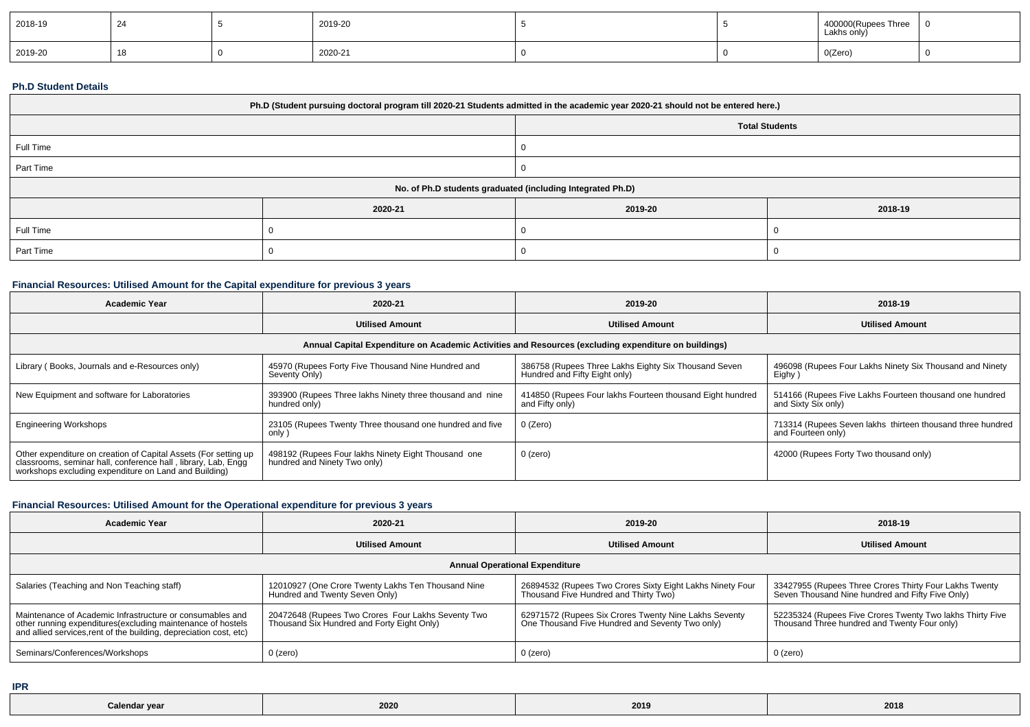| 2018-19 | 24 | 5 | 2019-20 | 5 | 5 | 400000(Rupees Three Lakhs only) | 0 |
|---|---|---|---|---|---|---|---|
| 2019-20 | 18 | 0 | 2020-21 | 0 | 0 | 0(Zero) | 0 |

### Ph.D Student Details

| Ph.D (Student pursuing doctoral program till 2020-21 Students admitted in the academic year 2020-21 should not be entered here.) | | |
|---|---|---|
| | Total Students | |
| Full Time | 0 | |
| Part Time | 0 | |
| No. of Ph.D students graduated (including Integrated Ph.D) | | |
| | 2020-21 | 2019-20 | 2018-19 |
| Full Time | 0 | 0 | 0 |
| Part Time | 0 | 0 | 0 |

### Financial Resources: Utilised Amount for the Capital expenditure for previous 3 years

| Academic Year | 2020-21 | 2019-20 | 2018-19 |
|---|---|---|---|
| | Utilised Amount | Utilised Amount | Utilised Amount |
| Annual Capital Expenditure on Academic Activities and Resources (excluding expenditure on buildings) | | | |
| Library ( Books, Journals and e-Resources only) | 45970 (Rupees Forty Five Thousand Nine Hundred and Seventy Only) | 386758 (Rupees Three Lakhs Eighty Six Thousand Seven Hundred and Fifty Eight only) | 496098 (Rupees Four Lakhs Ninety Six Thousand and Ninety Eighy ) |
| New Equipment and software for Laboratories | 393900 (Rupees Three lakhs Ninety three thousand and nine hundred only) | 414850 (Rupees Four lakhs Fourteen thousand Eight hundred and Fifty only) | 514166 (Rupees Five Lakhs Fourteen thousand one hundred and Sixty Six only) |
| Engineering Workshops | 23105 (Rupees Twenty Three thousand one hundred and five only ) | 0 (Zero) | 713314 (Rupees Seven lakhs thirteen thousand three hundred and Fourteen only) |
| Other expenditure on creation of Capital Assets (For setting up classrooms, seminar hall, conference hall , library, Lab, Engg workshops excluding expenditure on Land and Building) | 498192 (Rupees Four lakhs Ninety Eight Thousand one hundred and Ninety Two only) | 0 (zero) | 42000 (Rupees Forty Two thousand only) |

### Financial Resources: Utilised Amount for the Operational expenditure for previous 3 years

| Academic Year | 2020-21 | 2019-20 | 2018-19 |
|---|---|---|---|
| | Utilised Amount | Utilised Amount | Utilised Amount |
| Annual Operational Expenditure | | | |
| Salaries (Teaching and Non Teaching staff) | 12010927 (One Crore Twenty Lakhs Ten Thousand Nine Hundred and Twenty Seven Only) | 26894532 (Rupees Two Crores Sixty Eight Lakhs Ninety Four Thousand Five Hundred and Thirty Two) | 33427955 (Rupees Three Crores Thirty Four Lakhs Twenty Seven Thousand Nine hundred and Fifty Five Only) |
| Maintenance of Academic Infrastructure or consumables and other running expenditures(excluding maintenance of hostels and allied services,rent of the building, depreciation cost, etc) | 20472648 (Rupees Two Crores Four Lakhs Seventy Two Thousand Six Hundred and Forty Eight Only) | 62971572 (Rupees Six Crores Twenty Nine Lakhs Seventy One Thousand Five Hundred and Seventy Two only) | 52235324 (Rupees Five Crores Twenty Two lakhs Thirty Five Thousand Three hundred and Twenty Four only) |
| Seminars/Conferences/Workshops | 0 (zero) | 0 (zero) | 0 (zero) |

### IPR

| Calendar year | 2020 | 2019 | 2018 |
|---|---|---|---|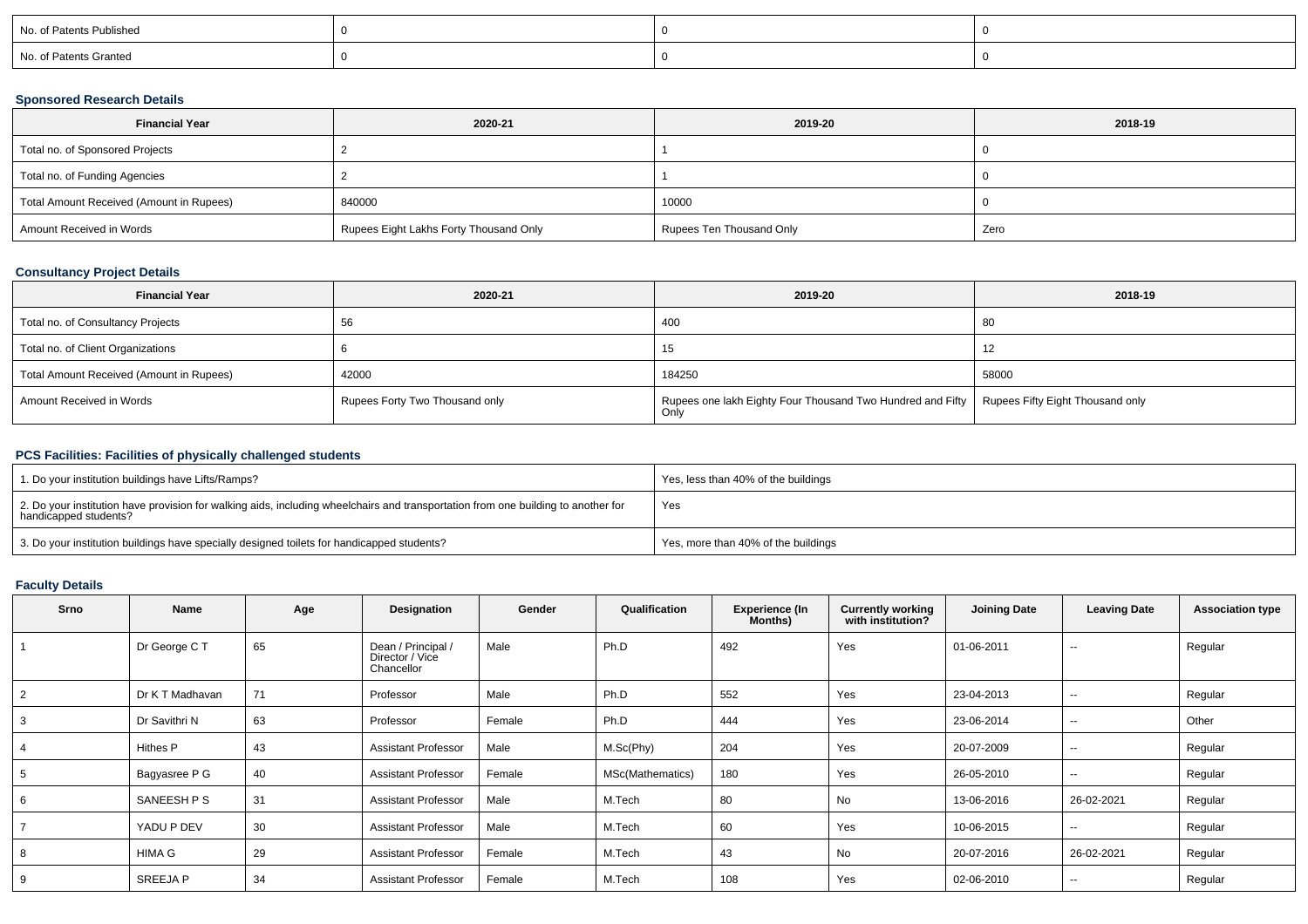| No. of Patents Published | 0 | 0 | 0 |
|---|---|---|---|
| No. of Patents Granted | 0 | 0 | 0 |

### Sponsored Research Details

| Financial Year | 2020-21 | 2019-20 | 2018-19 |
|---|---|---|---|
| Total no. of Sponsored Projects | 2 | 1 | 0 |
| Total no. of Funding Agencies | 2 | 1 | 0 |
| Total Amount Received (Amount in Rupees) | 840000 | 10000 | 0 |
| Amount Received in Words | Rupees Eight Lakhs Forty Thousand Only | Rupees Ten Thousand Only | Zero |

### Consultancy Project Details

| Financial Year | 2020-21 | 2019-20 | 2018-19 |
|---|---|---|---|
| Total no. of Consultancy Projects | 56 | 400 | 80 |
| Total no. of Client Organizations | 6 | 15 | 12 |
| Total Amount Received (Amount in Rupees) | 42000 | 184250 | 58000 |
| Amount Received in Words | Rupees Forty Two Thousand only | Rupees one lakh Eighty Four Thousand Two Hundred and Fifty Only | Rupees Fifty Eight Thousand only |

### PCS Facilities: Facilities of physically challenged students

| | |
|---|---|
| 1. Do your institution buildings have Lifts/Ramps? | Yes, less than 40% of the buildings |
| 2. Do your institution have provision for walking aids, including wheelchairs and transportation from one building to another for handicapped students? | Yes |
| 3. Do your institution buildings have specially designed toilets for handicapped students? | Yes, more than 40% of the buildings |

### Faculty Details

| Srno | Name | Age | Designation | Gender | Qualification | Experience (In Months) | Currently working with institution? | Joining Date | Leaving Date | Association type |
|---|---|---|---|---|---|---|---|---|---|---|
| 1 | Dr George C T | 65 | Dean / Principal / Director / Vice Chancellor | Male | Ph.D | 492 | Yes | 01-06-2011 | -- | Regular |
| 2 | Dr K T Madhavan | 71 | Professor | Male | Ph.D | 552 | Yes | 23-04-2013 | -- | Regular |
| 3 | Dr Savithri N | 63 | Professor | Female | Ph.D | 444 | Yes | 23-06-2014 | -- | Other |
| 4 | Hithes P | 43 | Assistant Professor | Male | M.Sc(Phy) | 204 | Yes | 20-07-2009 | -- | Regular |
| 5 | Bagyasree P G | 40 | Assistant Professor | Female | MSc(Mathematics) | 180 | Yes | 26-05-2010 | -- | Regular |
| 6 | SANEESH P S | 31 | Assistant Professor | Male | M.Tech | 80 | No | 13-06-2016 | 26-02-2021 | Regular |
| 7 | YADU P DEV | 30 | Assistant Professor | Male | M.Tech | 60 | Yes | 10-06-2015 | -- | Regular |
| 8 | HIMA G | 29 | Assistant Professor | Female | M.Tech | 43 | No | 20-07-2016 | 26-02-2021 | Regular |
| 9 | SREEJA P | 34 | Assistant Professor | Female | M.Tech | 108 | Yes | 02-06-2010 | -- | Regular |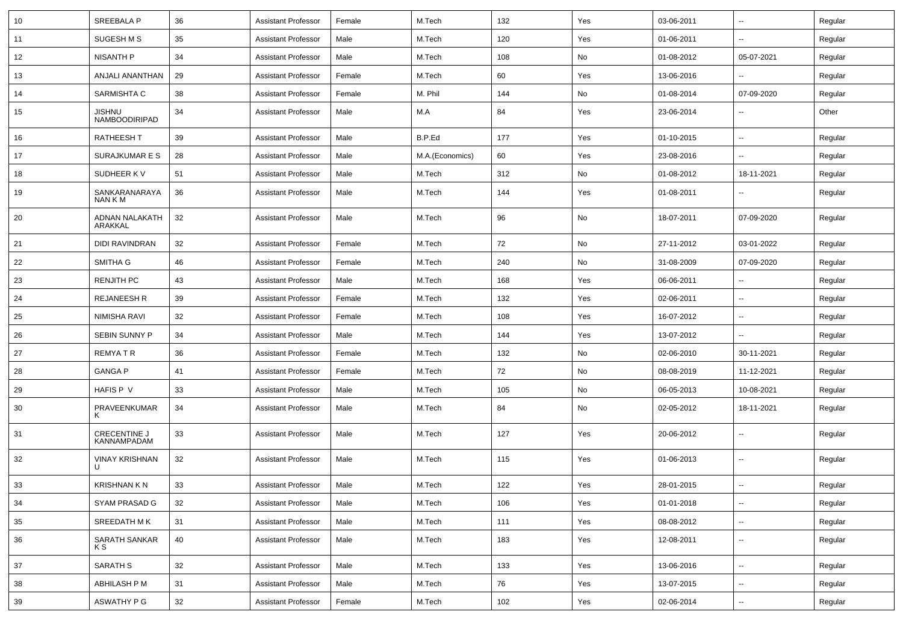| 10 | SREEBALA P | 36 | Assistant Professor | Female | M.Tech | 132 | Yes | 03-06-2011 | -- | Regular |
|---|---|---|---|---|---|---|---|---|---|---|
| 11 | SUGESH M S | 35 | Assistant Professor | Male | M.Tech | 120 | Yes | 01-06-2011 | -- | Regular |
| 12 | NISANTH P | 34 | Assistant Professor | Male | M.Tech | 108 | No | 01-08-2012 | 05-07-2021 | Regular |
| 13 | ANJALI ANANTHAN | 29 | Assistant Professor | Female | M.Tech | 60 | Yes | 13-06-2016 | -- | Regular |
| 14 | SARMISHTA C | 38 | Assistant Professor | Female | M. Phil | 144 | No | 01-08-2014 | 07-09-2020 | Regular |
| 15 | JISHNU NAMBOODIRIPAD | 34 | Assistant Professor | Male | M.A | 84 | Yes | 23-06-2014 | -- | Other |
| 16 | RATHEESH T | 39 | Assistant Professor | Male | B.P.Ed | 177 | Yes | 01-10-2015 | -- | Regular |
| 17 | SURAJKUMAR E S | 28 | Assistant Professor | Male | M.A.(Economics) | 60 | Yes | 23-08-2016 | -- | Regular |
| 18 | SUDHEER K V | 51 | Assistant Professor | Male | M.Tech | 312 | No | 01-08-2012 | 18-11-2021 | Regular |
| 19 | SANKARANARAYANAN K M | 36 | Assistant Professor | Male | M.Tech | 144 | Yes | 01-08-2011 | -- | Regular |
| 20 | ADNAN NALAKATH ARAKKAL | 32 | Assistant Professor | Male | M.Tech | 96 | No | 18-07-2011 | 07-09-2020 | Regular |
| 21 | DIDI RAVINDRAN | 32 | Assistant Professor | Female | M.Tech | 72 | No | 27-11-2012 | 03-01-2022 | Regular |
| 22 | SMITHA G | 46 | Assistant Professor | Female | M.Tech | 240 | No | 31-08-2009 | 07-09-2020 | Regular |
| 23 | RENJITH PC | 43 | Assistant Professor | Male | M.Tech | 168 | Yes | 06-06-2011 | -- | Regular |
| 24 | REJANEESH R | 39 | Assistant Professor | Female | M.Tech | 132 | Yes | 02-06-2011 | -- | Regular |
| 25 | NIMISHA RAVI | 32 | Assistant Professor | Female | M.Tech | 108 | Yes | 16-07-2012 | -- | Regular |
| 26 | SEBIN SUNNY P | 34 | Assistant Professor | Male | M.Tech | 144 | Yes | 13-07-2012 | -- | Regular |
| 27 | REMYA T R | 36 | Assistant Professor | Female | M.Tech | 132 | No | 02-06-2010 | 30-11-2021 | Regular |
| 28 | GANGA P | 41 | Assistant Professor | Female | M.Tech | 72 | No | 08-08-2019 | 11-12-2021 | Regular |
| 29 | HAFIS P V | 33 | Assistant Professor | Male | M.Tech | 105 | No | 06-05-2013 | 10-08-2021 | Regular |
| 30 | PRAVEENKUMAR K | 34 | Assistant Professor | Male | M.Tech | 84 | No | 02-05-2012 | 18-11-2021 | Regular |
| 31 | CRECENTINE J KANNAMPADAM | 33 | Assistant Professor | Male | M.Tech | 127 | Yes | 20-06-2012 | -- | Regular |
| 32 | VINAY KRISHNAN U | 32 | Assistant Professor | Male | M.Tech | 115 | Yes | 01-06-2013 | -- | Regular |
| 33 | KRISHNAN K N | 33 | Assistant Professor | Male | M.Tech | 122 | Yes | 28-01-2015 | -- | Regular |
| 34 | SYAM PRASAD G | 32 | Assistant Professor | Male | M.Tech | 106 | Yes | 01-01-2018 | -- | Regular |
| 35 | SREEDATH M K | 31 | Assistant Professor | Male | M.Tech | 111 | Yes | 08-08-2012 | -- | Regular |
| 36 | SARATH SANKAR K S | 40 | Assistant Professor | Male | M.Tech | 183 | Yes | 12-08-2011 | -- | Regular |
| 37 | SARATH S | 32 | Assistant Professor | Male | M.Tech | 133 | Yes | 13-06-2016 | -- | Regular |
| 38 | ABHILASH P M | 31 | Assistant Professor | Male | M.Tech | 76 | Yes | 13-07-2015 | -- | Regular |
| 39 | ASWATHY P G | 32 | Assistant Professor | Female | M.Tech | 102 | Yes | 02-06-2014 | -- | Regular |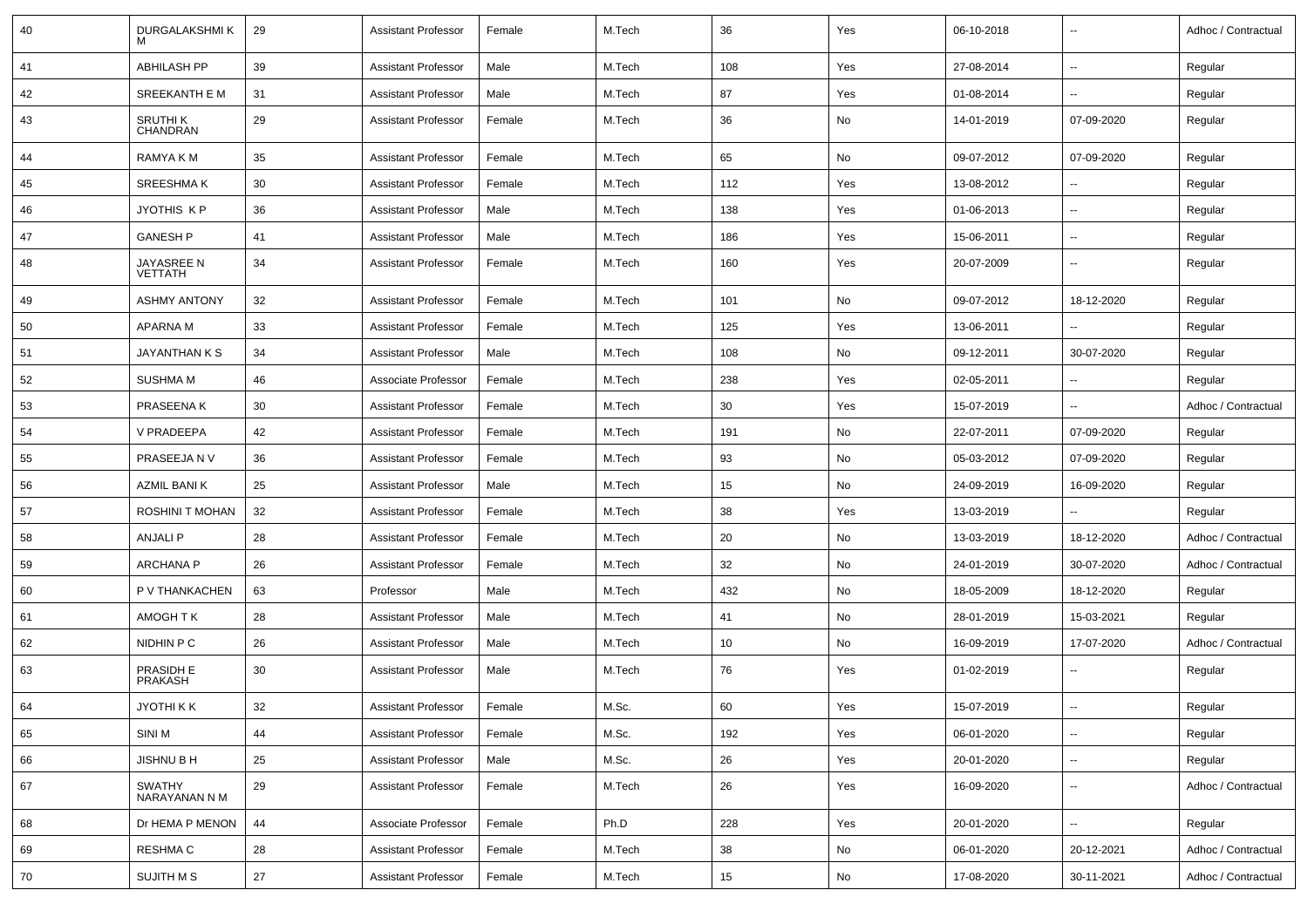| 40 | DURGALAKSHMI K M | 29 | Assistant Professor | Female | M.Tech | 36 | Yes | 06-10-2018 | -- | Adhoc / Contractual |
|---|---|---|---|---|---|---|---|---|---|---|
| 41 | ABHILASH PP | 39 | Assistant Professor | Male | M.Tech | 108 | Yes | 27-08-2014 | -- | Regular |
| 42 | SREEKANTH E M | 31 | Assistant Professor | Male | M.Tech | 87 | Yes | 01-08-2014 | -- | Regular |
| 43 | SRUTHI K CHANDRAN | 29 | Assistant Professor | Female | M.Tech | 36 | No | 14-01-2019 | 07-09-2020 | Regular |
| 44 | RAMYA K M | 35 | Assistant Professor | Female | M.Tech | 65 | No | 09-07-2012 | 07-09-2020 | Regular |
| 45 | SREESHMA K | 30 | Assistant Professor | Female | M.Tech | 112 | Yes | 13-08-2012 | -- | Regular |
| 46 | JYOTHIS K P | 36 | Assistant Professor | Male | M.Tech | 138 | Yes | 01-06-2013 | -- | Regular |
| 47 | GANESH P | 41 | Assistant Professor | Male | M.Tech | 186 | Yes | 15-06-2011 | -- | Regular |
| 48 | JAYASREE N VETTATH | 34 | Assistant Professor | Female | M.Tech | 160 | Yes | 20-07-2009 | -- | Regular |
| 49 | ASHMY ANTONY | 32 | Assistant Professor | Female | M.Tech | 101 | No | 09-07-2012 | 18-12-2020 | Regular |
| 50 | APARNA M | 33 | Assistant Professor | Female | M.Tech | 125 | Yes | 13-06-2011 | -- | Regular |
| 51 | JAYANTHAN K S | 34 | Assistant Professor | Male | M.Tech | 108 | No | 09-12-2011 | 30-07-2020 | Regular |
| 52 | SUSHMA M | 46 | Associate Professor | Female | M.Tech | 238 | Yes | 02-05-2011 | -- | Regular |
| 53 | PRASEENA K | 30 | Assistant Professor | Female | M.Tech | 30 | Yes | 15-07-2019 | -- | Adhoc / Contractual |
| 54 | V PRADEEPA | 42 | Assistant Professor | Female | M.Tech | 191 | No | 22-07-2011 | 07-09-2020 | Regular |
| 55 | PRASEEJA N V | 36 | Assistant Professor | Female | M.Tech | 93 | No | 05-03-2012 | 07-09-2020 | Regular |
| 56 | AZMIL BANI K | 25 | Assistant Professor | Male | M.Tech | 15 | No | 24-09-2019 | 16-09-2020 | Regular |
| 57 | ROSHINI T MOHAN | 32 | Assistant Professor | Female | M.Tech | 38 | Yes | 13-03-2019 | -- | Regular |
| 58 | ANJALI P | 28 | Assistant Professor | Female | M.Tech | 20 | No | 13-03-2019 | 18-12-2020 | Adhoc / Contractual |
| 59 | ARCHANA P | 26 | Assistant Professor | Female | M.Tech | 32 | No | 24-01-2019 | 30-07-2020 | Adhoc / Contractual |
| 60 | P V THANKACHEN | 63 | Professor | Male | M.Tech | 432 | No | 18-05-2009 | 18-12-2020 | Regular |
| 61 | AMOGH T K | 28 | Assistant Professor | Male | M.Tech | 41 | No | 28-01-2019 | 15-03-2021 | Regular |
| 62 | NIDHIN P C | 26 | Assistant Professor | Male | M.Tech | 10 | No | 16-09-2019 | 17-07-2020 | Adhoc / Contractual |
| 63 | PRASIDH E PRAKASH | 30 | Assistant Professor | Male | M.Tech | 76 | Yes | 01-02-2019 | -- | Regular |
| 64 | JYOTHI K K | 32 | Assistant Professor | Female | M.Sc. | 60 | Yes | 15-07-2019 | -- | Regular |
| 65 | SINI M | 44 | Assistant Professor | Female | M.Sc. | 192 | Yes | 06-01-2020 | -- | Regular |
| 66 | JISHNU B H | 25 | Assistant Professor | Male | M.Sc. | 26 | Yes | 20-01-2020 | -- | Regular |
| 67 | SWATHY NARAYANAN N M | 29 | Assistant Professor | Female | M.Tech | 26 | Yes | 16-09-2020 | -- | Adhoc / Contractual |
| 68 | Dr HEMA P MENON | 44 | Associate Professor | Female | Ph.D | 228 | Yes | 20-01-2020 | -- | Regular |
| 69 | RESHMA C | 28 | Assistant Professor | Female | M.Tech | 38 | No | 06-01-2020 | 20-12-2021 | Adhoc / Contractual |
| 70 | SUJITH M S | 27 | Assistant Professor | Female | M.Tech | 15 | No | 17-08-2020 | 30-11-2021 | Adhoc / Contractual |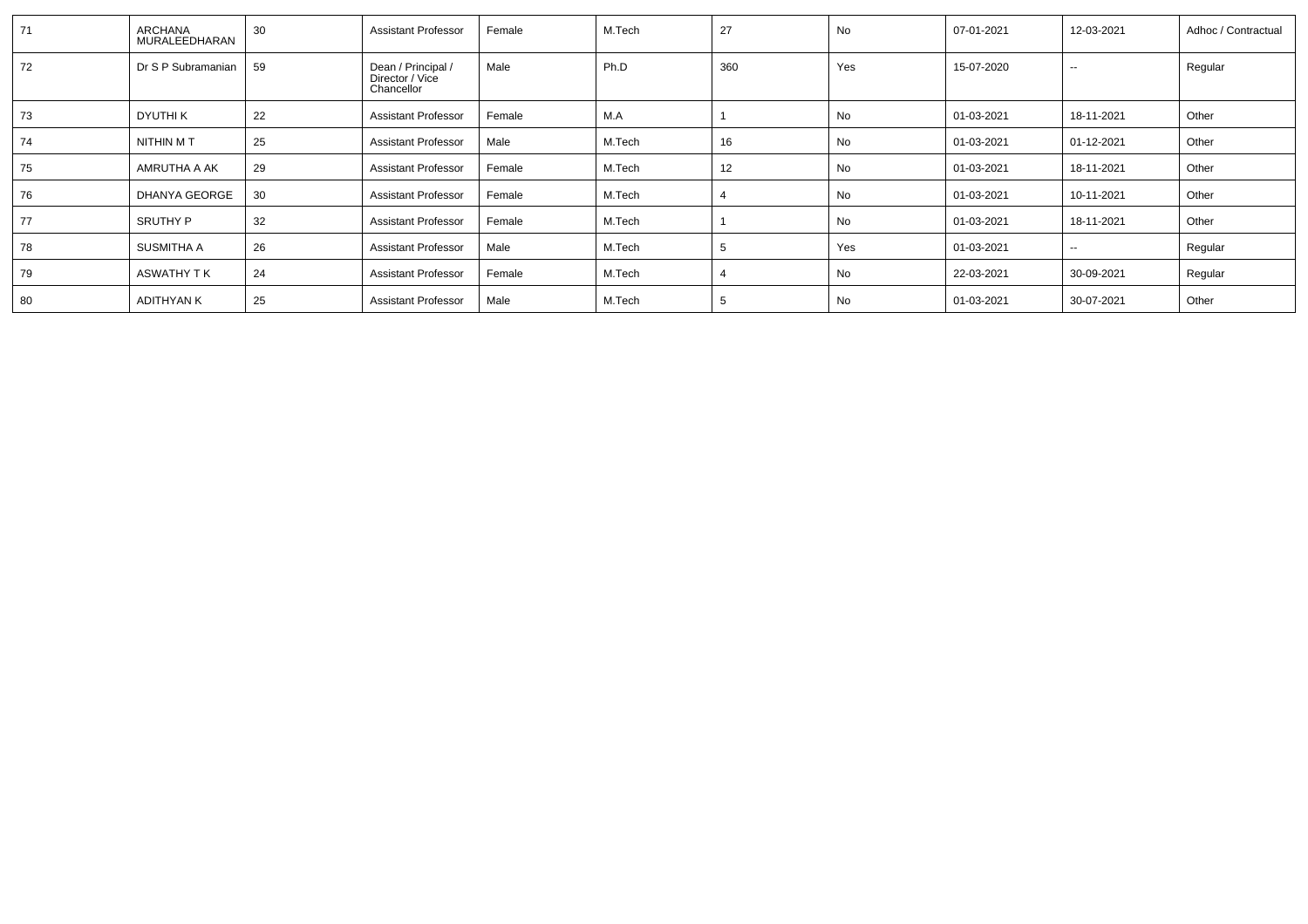| | | | | | | | | | | |
|---|---|---|---|---|---|---|---|---|---|---|
| 71 | ARCHANA MURALEEDHARAN | 30 | Assistant Professor | Female | M.Tech | 27 | No | 07-01-2021 | 12-03-2021 | Adhoc / Contractual |
| 72 | Dr S P Subramanian | 59 | Dean / Principal / Director / Vice Chancellor | Male | Ph.D | 360 | Yes | 15-07-2020 | -- | Regular |
| 73 | DYUTHI K | 22 | Assistant Professor | Female | M.A | 1 | No | 01-03-2021 | 18-11-2021 | Other |
| 74 | NITHIN M T | 25 | Assistant Professor | Male | M.Tech | 16 | No | 01-03-2021 | 01-12-2021 | Other |
| 75 | AMRUTHA A AK | 29 | Assistant Professor | Female | M.Tech | 12 | No | 01-03-2021 | 18-11-2021 | Other |
| 76 | DHANYA GEORGE | 30 | Assistant Professor | Female | M.Tech | 4 | No | 01-03-2021 | 10-11-2021 | Other |
| 77 | SRUTHY P | 32 | Assistant Professor | Female | M.Tech | 1 | No | 01-03-2021 | 18-11-2021 | Other |
| 78 | SUSMITHA A | 26 | Assistant Professor | Male | M.Tech | 5 | Yes | 01-03-2021 | -- | Regular |
| 79 | ASWATHY T K | 24 | Assistant Professor | Female | M.Tech | 4 | No | 22-03-2021 | 30-09-2021 | Regular |
| 80 | ADITHYAN K | 25 | Assistant Professor | Male | M.Tech | 5 | No | 01-03-2021 | 30-07-2021 | Other |